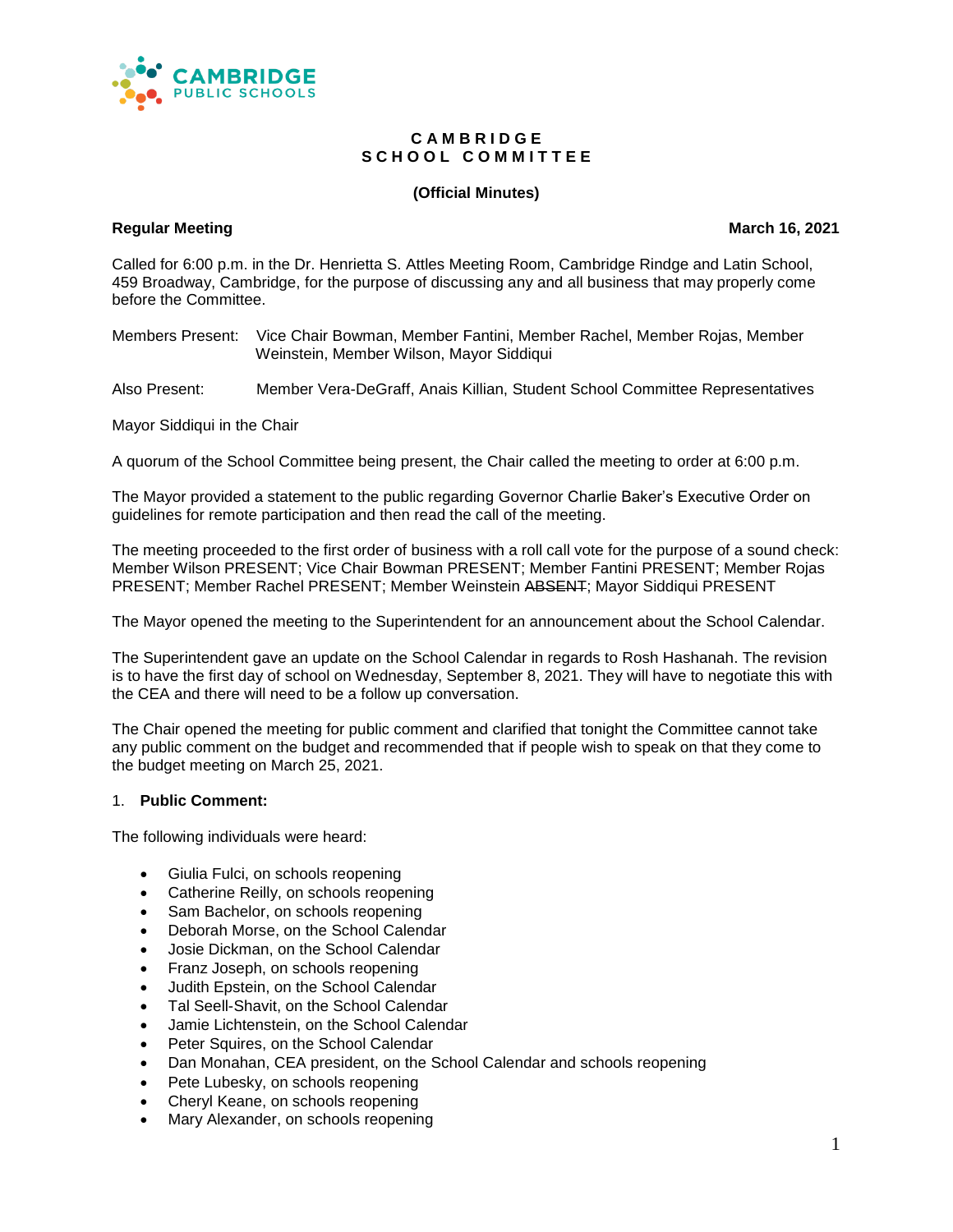**CAMBRIDGE**
**PUBLIC SCHOOLS**

# CAMBRIDGE SCHOOL COMMITTEE

**(Official Minutes)**

**Regular Meeting** **March 16, 2021**

Called for 6:00 p.m. in the Dr. Henrietta S. Attles Meeting Room, Cambridge Rindge and Latin School, 459 Broadway, Cambridge, for the purpose of discussing any and all business that may properly come before the Committee.

Members Present: Vice Chair Bowman, Member Fantini, Member Rachel, Member Rojas, Member Weinstein, Member Wilson, Mayor Siddiqui

Also Present: Member Vera-DeGraff, Anais Killian, Student School Committee Representatives

Mayor Siddiqui in the Chair

A quorum of the School Committee being present, the Chair called the meeting to order at 6:00 p.m.

The Mayor provided a statement to the public regarding Governor Charlie Baker's Executive Order on guidelines for remote participation and then read the call of the meeting.

The meeting proceeded to the first order of business with a roll call vote for the purpose of a sound check: Member Wilson PRESENT; Vice Chair Bowman PRESENT; Member Fantini PRESENT; Member Rojas PRESENT; Member Rachel PRESENT; Member Weinstein ~~ABSENT~~; Mayor Siddiqui PRESENT

The Mayor opened the meeting to the Superintendent for an announcement about the School Calendar.

The Superintendent gave an update on the School Calendar in regards to Rosh Hashanah. The revision is to have the first day of school on Wednesday, September 8, 2021. They will have to negotiate this with the CEA and there will need to be a follow up conversation.

The Chair opened the meeting for public comment and clarified that tonight the Committee cannot take any public comment on the budget and recommended that if people wish to speak on that they come to the budget meeting on March 25, 2021.

1. **Public Comment:**

The following individuals were heard:

- Giulia Fulci, on schools reopening
- Catherine Reilly, on schools reopening
- Sam Bachelor, on schools reopening
- Deborah Morse, on the School Calendar
- Josie Dickman, on the School Calendar
- Franz Joseph, on schools reopening
- Judith Epstein, on the School Calendar
- Tal Seell-Shavit, on the School Calendar
- Jamie Lichtenstein, on the School Calendar
- Peter Squires, on the School Calendar
- Dan Monahan, CEA president, on the School Calendar and schools reopening
- Pete Lubesky, on schools reopening
- Cheryl Keane, on schools reopening
- Mary Alexander, on schools reopening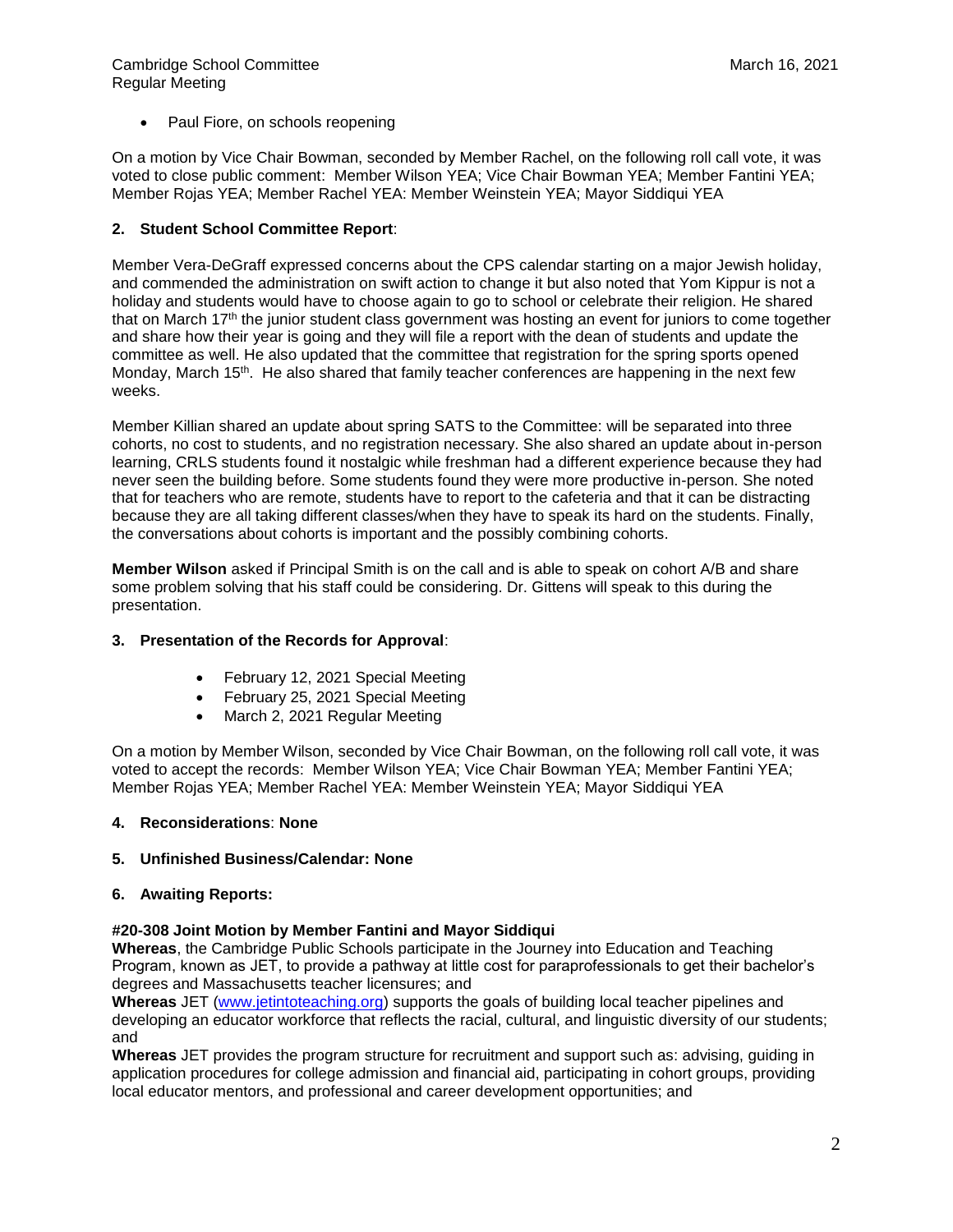- Paul Fiore, on schools reopening

On a motion by Vice Chair Bowman, seconded by Member Rachel, on the following roll call vote, it was voted to close public comment: Member Wilson YEA; Vice Chair Bowman YEA; Member Fantini YEA; Member Rojas YEA; Member Rachel YEA: Member Weinstein YEA; Mayor Siddiqui YEA

**2. Student School Committee Report**:

Member Vera-DeGraff expressed concerns about the CPS calendar starting on a major Jewish holiday, and commended the administration on swift action to change it but also noted that Yom Kippur is not a holiday and students would have to choose again to go to school or celebrate their religion. He shared that on March 17th the junior student class government was hosting an event for juniors to come together and share how their year is going and they will file a report with the dean of students and update the committee as well. He also updated that the committee that registration for the spring sports opened Monday, March 15th. He also shared that family teacher conferences are happening in the next few weeks.

Member Killian shared an update about spring SATS to the Committee: will be separated into three cohorts, no cost to students, and no registration necessary. She also shared an update about in-person learning, CRLS students found it nostalgic while freshman had a different experience because they had never seen the building before. Some students found they were more productive in-person. She noted that for teachers who are remote, students have to report to the cafeteria and that it can be distracting because they are all taking different classes/when they have to speak its hard on the students. Finally, the conversations about cohorts is important and the possibly combining cohorts.

**Member Wilson** asked if Principal Smith is on the call and is able to speak on cohort A/B and share some problem solving that his staff could be considering. Dr. Gittens will speak to this during the presentation.

**3. Presentation of the Records for Approval**:

- February 12, 2021 Special Meeting
- February 25, 2021 Special Meeting
- March 2, 2021 Regular Meeting

On a motion by Member Wilson, seconded by Vice Chair Bowman, on the following roll call vote, it was voted to accept the records: Member Wilson YEA; Vice Chair Bowman YEA; Member Fantini YEA; Member Rojas YEA; Member Rachel YEA: Member Weinstein YEA; Mayor Siddiqui YEA

**4. Reconsiderations**: **None**

**5. Unfinished Business/Calendar: None**

**6. Awaiting Reports:**

**#20-308 Joint Motion by Member Fantini and Mayor Siddiqui**
**Whereas**, the Cambridge Public Schools participate in the Journey into Education and Teaching Program, known as JET, to provide a pathway at little cost for paraprofessionals to get their bachelor's degrees and Massachusetts teacher licensures; and
**Whereas** JET (www.jetintoteaching.org) supports the goals of building local teacher pipelines and developing an educator workforce that reflects the racial, cultural, and linguistic diversity of our students; and
**Whereas** JET provides the program structure for recruitment and support such as: advising, guiding in application procedures for college admission and financial aid, participating in cohort groups, providing local educator mentors, and professional and career development opportunities; and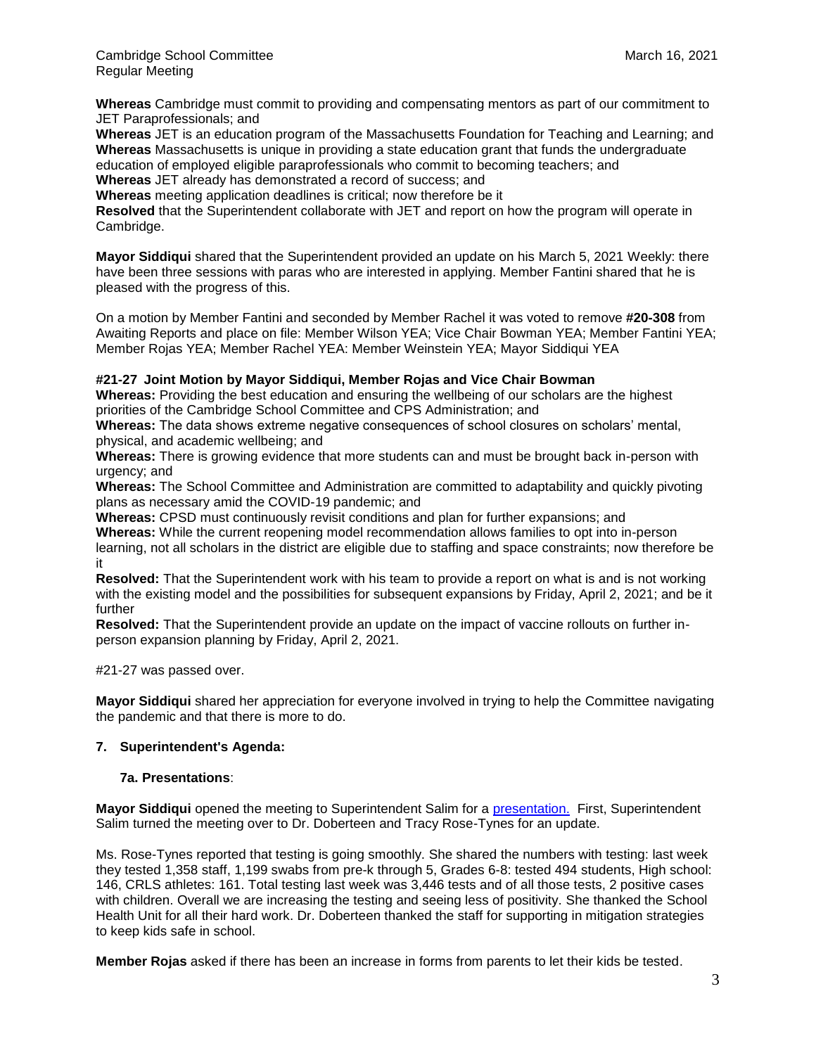**Whereas** Cambridge must commit to providing and compensating mentors as part of our commitment to JET Paraprofessionals; and

**Whereas** JET is an education program of the Massachusetts Foundation for Teaching and Learning; and

**Whereas** Massachusetts is unique in providing a state education grant that funds the undergraduate education of employed eligible paraprofessionals who commit to becoming teachers; and

**Whereas** JET already has demonstrated a record of success; and

**Whereas** meeting application deadlines is critical; now therefore be it

**Resolved** that the Superintendent collaborate with JET and report on how the program will operate in Cambridge.

**Mayor Siddiqui** shared that the Superintendent provided an update on his March 5, 2021 Weekly: there have been three sessions with paras who are interested in applying. Member Fantini shared that he is pleased with the progress of this.

On a motion by Member Fantini and seconded by Member Rachel it was voted to remove **#20-308** from Awaiting Reports and place on file: Member Wilson YEA; Vice Chair Bowman YEA; Member Fantini YEA; Member Rojas YEA; Member Rachel YEA: Member Weinstein YEA; Mayor Siddiqui YEA

**#21-27 Joint Motion by Mayor Siddiqui, Member Rojas and Vice Chair Bowman**

**Whereas:** Providing the best education and ensuring the wellbeing of our scholars are the highest priorities of the Cambridge School Committee and CPS Administration; and

**Whereas:** The data shows extreme negative consequences of school closures on scholars' mental, physical, and academic wellbeing; and

**Whereas:** There is growing evidence that more students can and must be brought back in-person with urgency; and

**Whereas:** The School Committee and Administration are committed to adaptability and quickly pivoting plans as necessary amid the COVID-19 pandemic; and

**Whereas:** CPSD must continuously revisit conditions and plan for further expansions; and

**Whereas:** While the current reopening model recommendation allows families to opt into in-person learning, not all scholars in the district are eligible due to staffing and space constraints; now therefore be it

**Resolved:** That the Superintendent work with his team to provide a report on what is and is not working with the existing model and the possibilities for subsequent expansions by Friday, April 2, 2021; and be it further

**Resolved:** That the Superintendent provide an update on the impact of vaccine rollouts on further in-person expansion planning by Friday, April 2, 2021.

#21-27 was passed over.

**Mayor Siddiqui** shared her appreciation for everyone involved in trying to help the Committee navigating the pandemic and that there is more to do.

## 7. Superintendent's Agenda:

### 7a. Presentations:

**Mayor Siddiqui** opened the meeting to Superintendent Salim for a presentation. First, Superintendent Salim turned the meeting over to Dr. Doberteen and Tracy Rose-Tynes for an update.

Ms. Rose-Tynes reported that testing is going smoothly. She shared the numbers with testing: last week they tested 1,358 staff, 1,199 swabs from pre-k through 5, Grades 6-8: tested 494 students, High school: 146, CRLS athletes: 161. Total testing last week was 3,446 tests and of all those tests, 2 positive cases with children. Overall we are increasing the testing and seeing less of positivity. She thanked the School Health Unit for all their hard work. Dr. Doberteen thanked the staff for supporting in mitigation strategies to keep kids safe in school.

**Member Rojas** asked if there has been an increase in forms from parents to let their kids be tested.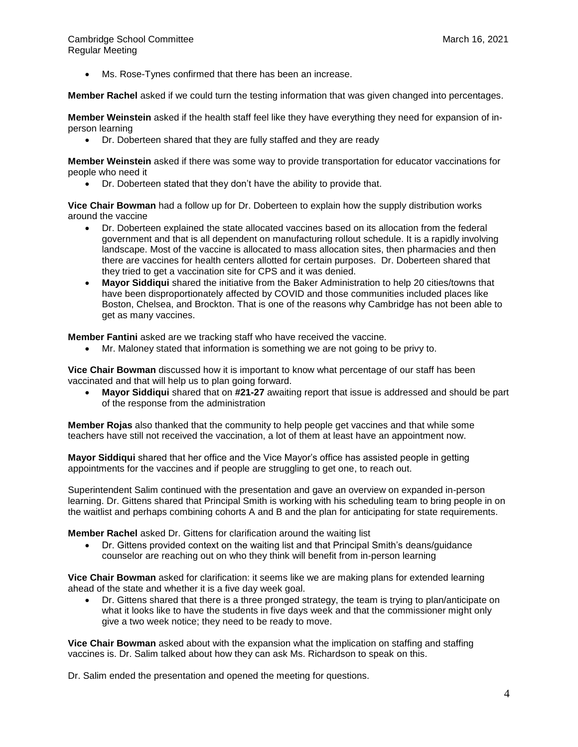- Ms. Rose-Tynes confirmed that there has been an increase.

**Member Rachel** asked if we could turn the testing information that was given changed into percentages.

**Member Weinstein** asked if the health staff feel like they have everything they need for expansion of in-person learning

- Dr. Doberteen shared that they are fully staffed and they are ready

**Member Weinstein** asked if there was some way to provide transportation for educator vaccinations for people who need it

- Dr. Doberteen stated that they don't have the ability to provide that.

**Vice Chair Bowman** had a follow up for Dr. Doberteen to explain how the supply distribution works around the vaccine

- Dr. Doberteen explained the state allocated vaccines based on its allocation from the federal government and that is all dependent on manufacturing rollout schedule. It is a rapidly involving landscape. Most of the vaccine is allocated to mass allocation sites, then pharmacies and then there are vaccines for health centers allotted for certain purposes. Dr. Doberteen shared that they tried to get a vaccination site for CPS and it was denied.
- **Mayor Siddiqui** shared the initiative from the Baker Administration to help 20 cities/towns that have been disproportionately affected by COVID and those communities included places like Boston, Chelsea, and Brockton. That is one of the reasons why Cambridge has not been able to get as many vaccines.

**Member Fantini** asked are we tracking staff who have received the vaccine.

- Mr. Maloney stated that information is something we are not going to be privy to.

**Vice Chair Bowman** discussed how it is important to know what percentage of our staff has been vaccinated and that will help us to plan going forward.

- **Mayor Siddiqui** shared that on **#21-27** awaiting report that issue is addressed and should be part of the response from the administration

**Member Rojas** also thanked that the community to help people get vaccines and that while some teachers have still not received the vaccination, a lot of them at least have an appointment now.

**Mayor Siddiqui** shared that her office and the Vice Mayor's office has assisted people in getting appointments for the vaccines and if people are struggling to get one, to reach out.

Superintendent Salim continued with the presentation and gave an overview on expanded in-person learning. Dr. Gittens shared that Principal Smith is working with his scheduling team to bring people in on the waitlist and perhaps combining cohorts A and B and the plan for anticipating for state requirements.

**Member Rachel** asked Dr. Gittens for clarification around the waiting list

- Dr. Gittens provided context on the waiting list and that Principal Smith's deans/guidance counselor are reaching out on who they think will benefit from in-person learning

**Vice Chair Bowman** asked for clarification: it seems like we are making plans for extended learning ahead of the state and whether it is a five day week goal.

- Dr. Gittens shared that there is a three pronged strategy, the team is trying to plan/anticipate on what it looks like to have the students in five days week and that the commissioner might only give a two week notice; they need to be ready to move.

**Vice Chair Bowman** asked about with the expansion what the implication on staffing and staffing vaccines is. Dr. Salim talked about how they can ask Ms. Richardson to speak on this.

Dr. Salim ended the presentation and opened the meeting for questions.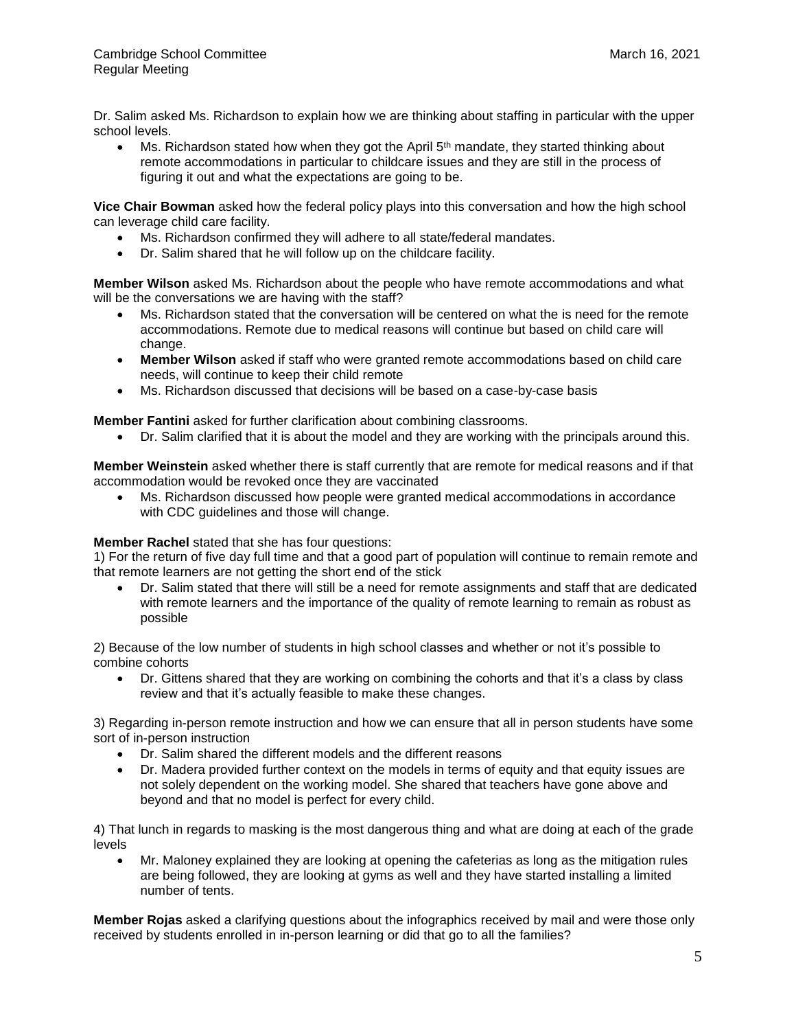Dr. Salim asked Ms. Richardson to explain how we are thinking about staffing in particular with the upper school levels.

- Ms. Richardson stated how when they got the April 5th mandate, they started thinking about remote accommodations in particular to childcare issues and they are still in the process of figuring it out and what the expectations are going to be.

**Vice Chair Bowman** asked how the federal policy plays into this conversation and how the high school can leverage child care facility.

- Ms. Richardson confirmed they will adhere to all state/federal mandates.
- Dr. Salim shared that he will follow up on the childcare facility.

**Member Wilson** asked Ms. Richardson about the people who have remote accommodations and what will be the conversations we are having with the staff?

- Ms. Richardson stated that the conversation will be centered on what the is need for the remote accommodations. Remote due to medical reasons will continue but based on child care will change.
- **Member Wilson** asked if staff who were granted remote accommodations based on child care needs, will continue to keep their child remote
- Ms. Richardson discussed that decisions will be based on a case-by-case basis

**Member Fantini** asked for further clarification about combining classrooms.

- Dr. Salim clarified that it is about the model and they are working with the principals around this.

**Member Weinstein** asked whether there is staff currently that are remote for medical reasons and if that accommodation would be revoked once they are vaccinated

- Ms. Richardson discussed how people were granted medical accommodations in accordance with CDC guidelines and those will change.

**Member Rachel** stated that she has four questions:

1) For the return of five day full time and that a good part of population will continue to remain remote and that remote learners are not getting the short end of the stick

- Dr. Salim stated that there will still be a need for remote assignments and staff that are dedicated with remote learners and the importance of the quality of remote learning to remain as robust as possible

2) Because of the low number of students in high school classes and whether or not it's possible to combine cohorts

- Dr. Gittens shared that they are working on combining the cohorts and that it's a class by class review and that it's actually feasible to make these changes.

3) Regarding in-person remote instruction and how we can ensure that all in person students have some sort of in-person instruction

- Dr. Salim shared the different models and the different reasons
- Dr. Madera provided further context on the models in terms of equity and that equity issues are not solely dependent on the working model. She shared that teachers have gone above and beyond and that no model is perfect for every child.

4) That lunch in regards to masking is the most dangerous thing and what are doing at each of the grade levels

- Mr. Maloney explained they are looking at opening the cafeterias as long as the mitigation rules are being followed, they are looking at gyms as well and they have started installing a limited number of tents.

**Member Rojas** asked a clarifying questions about the infographics received by mail and were those only received by students enrolled in in-person learning or did that go to all the families?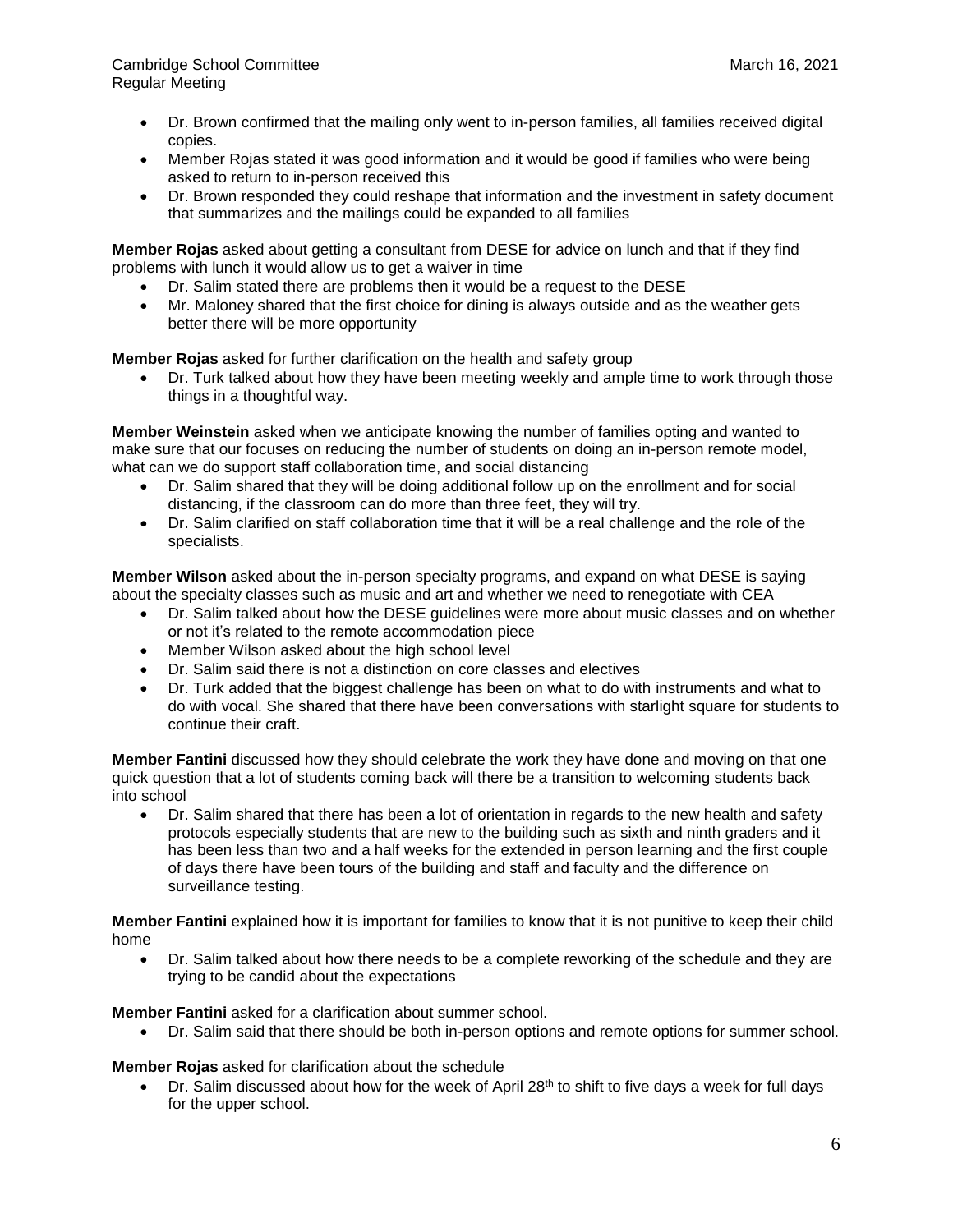- Dr. Brown confirmed that the mailing only went to in-person families, all families received digital copies.
- Member Rojas stated it was good information and it would be good if families who were being asked to return to in-person received this
- Dr. Brown responded they could reshape that information and the investment in safety document that summarizes and the mailings could be expanded to all families

**Member Rojas** asked about getting a consultant from DESE for advice on lunch and that if they find problems with lunch it would allow us to get a waiver in time

- Dr. Salim stated there are problems then it would be a request to the DESE
- Mr. Maloney shared that the first choice for dining is always outside and as the weather gets better there will be more opportunity

**Member Rojas** asked for further clarification on the health and safety group

- Dr. Turk talked about how they have been meeting weekly and ample time to work through those things in a thoughtful way.

**Member Weinstein** asked when we anticipate knowing the number of families opting and wanted to make sure that our focuses on reducing the number of students on doing an in-person remote model, what can we do support staff collaboration time, and social distancing

- Dr. Salim shared that they will be doing additional follow up on the enrollment and for social distancing, if the classroom can do more than three feet, they will try.
- Dr. Salim clarified on staff collaboration time that it will be a real challenge and the role of the specialists.

**Member Wilson** asked about the in-person specialty programs, and expand on what DESE is saying about the specialty classes such as music and art and whether we need to renegotiate with CEA

- Dr. Salim talked about how the DESE guidelines were more about music classes and on whether or not it's related to the remote accommodation piece
- Member Wilson asked about the high school level
- Dr. Salim said there is not a distinction on core classes and electives
- Dr. Turk added that the biggest challenge has been on what to do with instruments and what to do with vocal. She shared that there have been conversations with starlight square for students to continue their craft.

**Member Fantini** discussed how they should celebrate the work they have done and moving on that one quick question that a lot of students coming back will there be a transition to welcoming students back into school

- Dr. Salim shared that there has been a lot of orientation in regards to the new health and safety protocols especially students that are new to the building such as sixth and ninth graders and it has been less than two and a half weeks for the extended in person learning and the first couple of days there have been tours of the building and staff and faculty and the difference on surveillance testing.

**Member Fantini** explained how it is important for families to know that it is not punitive to keep their child home

- Dr. Salim talked about how there needs to be a complete reworking of the schedule and they are trying to be candid about the expectations

**Member Fantini** asked for a clarification about summer school.

- Dr. Salim said that there should be both in-person options and remote options for summer school.

**Member Rojas** asked for clarification about the schedule

- Dr. Salim discussed about how for the week of April 28th to shift to five days a week for full days for the upper school.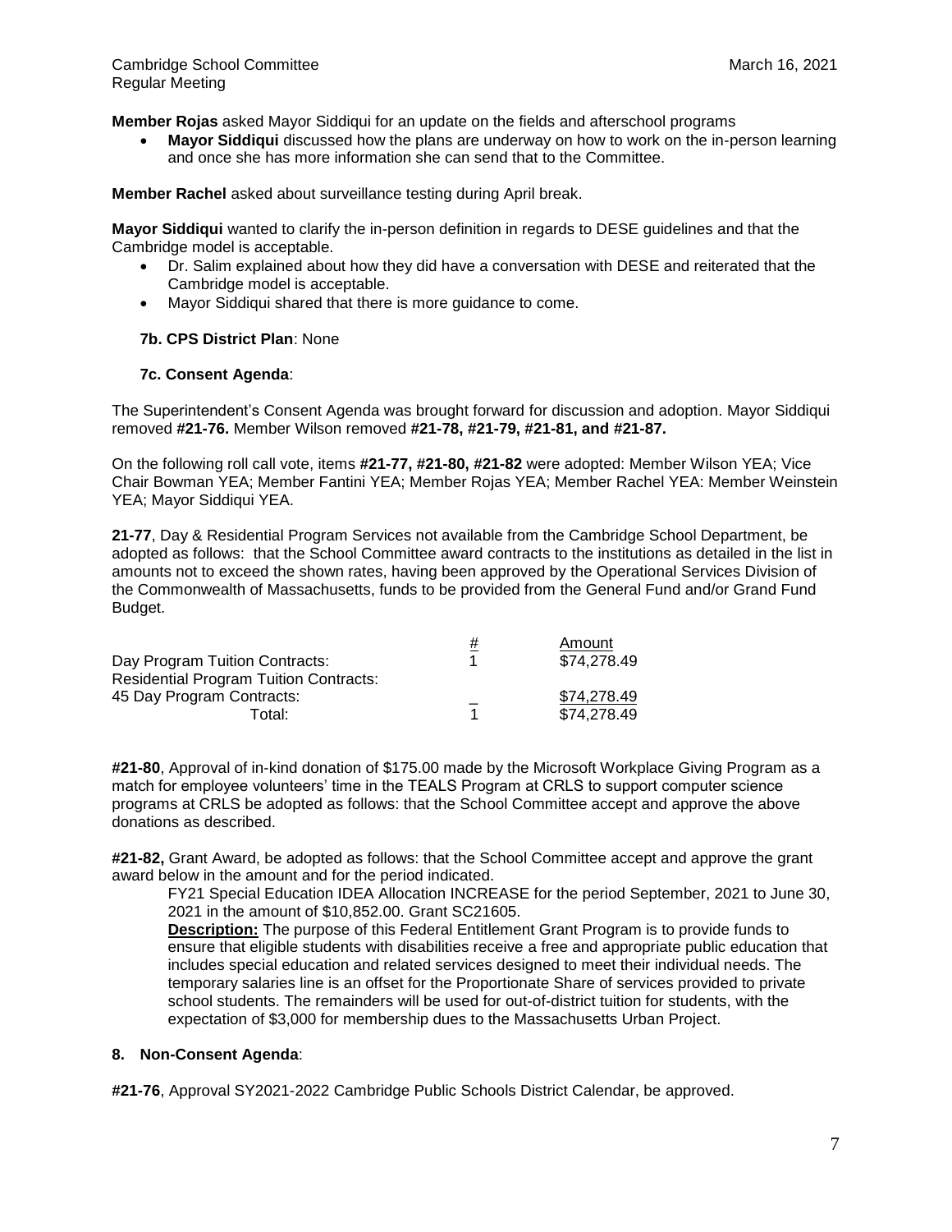**Member Rojas** asked Mayor Siddiqui for an update on the fields and afterschool programs

- **Mayor Siddiqui** discussed how the plans are underway on how to work on the in-person learning and once she has more information she can send that to the Committee.

**Member Rachel** asked about surveillance testing during April break.

**Mayor Siddiqui** wanted to clarify the in-person definition in regards to DESE guidelines and that the Cambridge model is acceptable.

- Dr. Salim explained about how they did have a conversation with DESE and reiterated that the Cambridge model is acceptable.
- Mayor Siddiqui shared that there is more guidance to come.

**7b. CPS District Plan**: None

**7c. Consent Agenda**:

The Superintendent's Consent Agenda was brought forward for discussion and adoption. Mayor Siddiqui removed **#21-76.** Member Wilson removed **#21-78, #21-79, #21-81, and #21-87.**

On the following roll call vote, items **#21-77, #21-80, #21-82** were adopted: Member Wilson YEA; Vice Chair Bowman YEA; Member Fantini YEA; Member Rojas YEA; Member Rachel YEA: Member Weinstein YEA; Mayor Siddiqui YEA.

**21-77**, Day & Residential Program Services not available from the Cambridge School Department, be adopted as follows: that the School Committee award contracts to the institutions as detailed in the list in amounts not to exceed the shown rates, having been approved by the Operational Services Division of the Commonwealth of Massachusetts, funds to be provided from the General Fund and/or Grand Fund Budget.

| | # | Amount |
|---|---|---|
| Day Program Tuition Contracts: | 1 | $74,278.49 |
| Residential Program Tuition Contracts: | | |
| 45 Day Program Contracts: | _ | $74,278.49 |
| Total: | 1 | $74,278.49 |

**#21-80**, Approval of in-kind donation of $175.00 made by the Microsoft Workplace Giving Program as a match for employee volunteers' time in the TEALS Program at CRLS to support computer science programs at CRLS be adopted as follows: that the School Committee accept and approve the above donations as described.

**#21-82,** Grant Award, be adopted as follows: that the School Committee accept and approve the grant award below in the amount and for the period indicated.

> FY21 Special Education IDEA Allocation INCREASE for the period September, 2021 to June 30, 2021 in the amount of $10,852.00. Grant SC21605.
>
> **Description:** The purpose of this Federal Entitlement Grant Program is to provide funds to ensure that eligible students with disabilities receive a free and appropriate public education that includes special education and related services designed to meet their individual needs. The temporary salaries line is an offset for the Proportionate Share of services provided to private school students. The remainders will be used for out-of-district tuition for students, with the expectation of $3,000 for membership dues to the Massachusetts Urban Project.

**8. Non-Consent Agenda**:

**#21-76**, Approval SY2021-2022 Cambridge Public Schools District Calendar, be approved.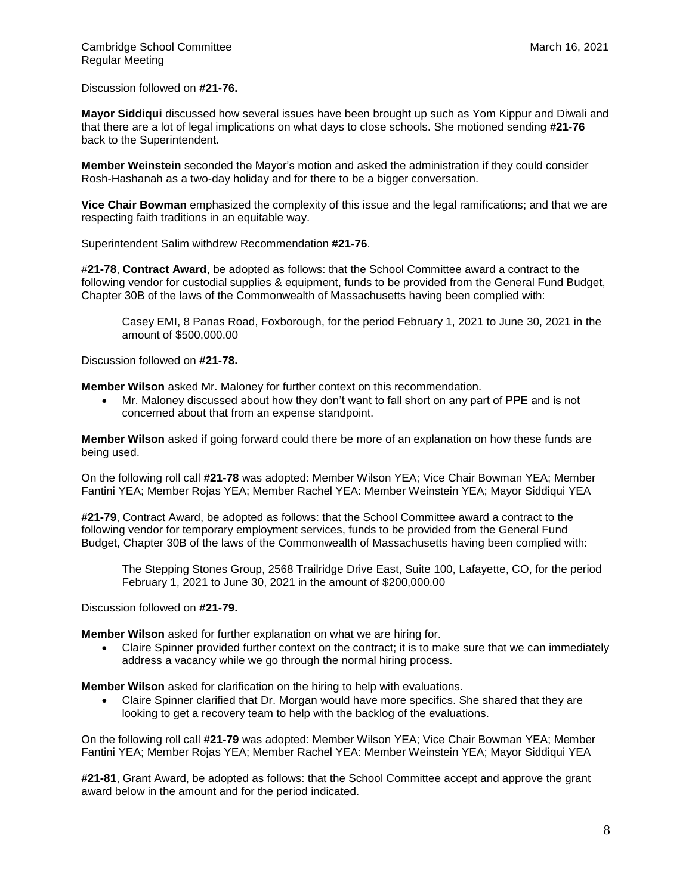Discussion followed on **#21-76.**

**Mayor Siddiqui** discussed how several issues have been brought up such as Yom Kippur and Diwali and that there are a lot of legal implications on what days to close schools. She motioned sending **#21-76** back to the Superintendent.

**Member Weinstein** seconded the Mayor's motion and asked the administration if they could consider Rosh-Hashanah as a two-day holiday and for there to be a bigger conversation.

**Vice Chair Bowman** emphasized the complexity of this issue and the legal ramifications; and that we are respecting faith traditions in an equitable way.

Superintendent Salim withdrew Recommendation **#21-76**.

#**21-78**, **Contract Award**, be adopted as follows: that the School Committee award a contract to the following vendor for custodial supplies & equipment, funds to be provided from the General Fund Budget, Chapter 30B of the laws of the Commonwealth of Massachusetts having been complied with:

> Casey EMI, 8 Panas Road, Foxborough, for the period February 1, 2021 to June 30, 2021 in the amount of $500,000.00

Discussion followed on **#21-78.**

**Member Wilson** asked Mr. Maloney for further context on this recommendation.

- Mr. Maloney discussed about how they don't want to fall short on any part of PPE and is not concerned about that from an expense standpoint.

**Member Wilson** asked if going forward could there be more of an explanation on how these funds are being used.

On the following roll call **#21-78** was adopted: Member Wilson YEA; Vice Chair Bowman YEA; Member Fantini YEA; Member Rojas YEA; Member Rachel YEA: Member Weinstein YEA; Mayor Siddiqui YEA

**#21-79**, Contract Award, be adopted as follows: that the School Committee award a contract to the following vendor for temporary employment services, funds to be provided from the General Fund Budget, Chapter 30B of the laws of the Commonwealth of Massachusetts having been complied with:

> The Stepping Stones Group, 2568 Trailridge Drive East, Suite 100, Lafayette, CO, for the period February 1, 2021 to June 30, 2021 in the amount of $200,000.00

Discussion followed on **#21-79.**

**Member Wilson** asked for further explanation on what we are hiring for.

- Claire Spinner provided further context on the contract; it is to make sure that we can immediately address a vacancy while we go through the normal hiring process.

**Member Wilson** asked for clarification on the hiring to help with evaluations.

- Claire Spinner clarified that Dr. Morgan would have more specifics. She shared that they are looking to get a recovery team to help with the backlog of the evaluations.

On the following roll call **#21-79** was adopted: Member Wilson YEA; Vice Chair Bowman YEA; Member Fantini YEA; Member Rojas YEA; Member Rachel YEA: Member Weinstein YEA; Mayor Siddiqui YEA

**#21-81**, Grant Award, be adopted as follows: that the School Committee accept and approve the grant award below in the amount and for the period indicated.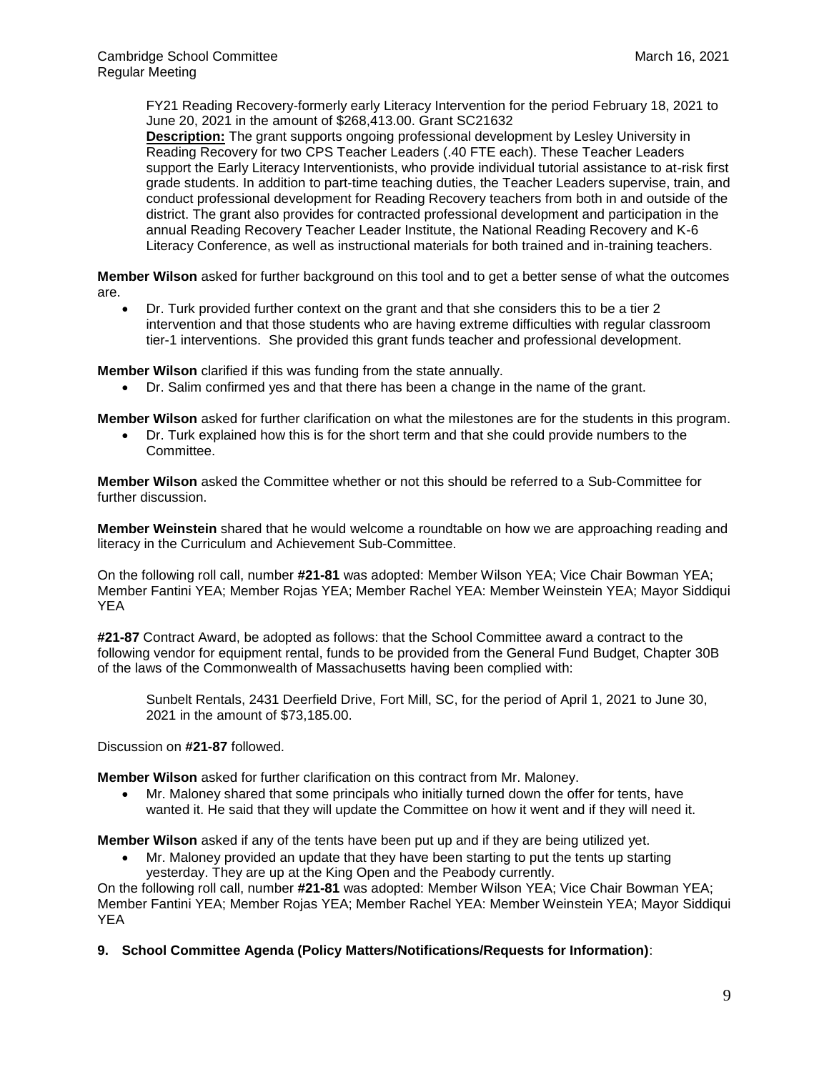FY21 Reading Recovery-formerly early Literacy Intervention for the period February 18, 2021 to June 20, 2021 in the amount of $268,413.00. Grant SC21632

**Description:** The grant supports ongoing professional development by Lesley University in Reading Recovery for two CPS Teacher Leaders (.40 FTE each). These Teacher Leaders support the Early Literacy Interventionists, who provide individual tutorial assistance to at-risk first grade students. In addition to part-time teaching duties, the Teacher Leaders supervise, train, and conduct professional development for Reading Recovery teachers from both in and outside of the district. The grant also provides for contracted professional development and participation in the annual Reading Recovery Teacher Leader Institute, the National Reading Recovery and K-6 Literacy Conference, as well as instructional materials for both trained and in-training teachers.

**Member Wilson** asked for further background on this tool and to get a better sense of what the outcomes are.

- Dr. Turk provided further context on the grant and that she considers this to be a tier 2 intervention and that those students who are having extreme difficulties with regular classroom tier-1 interventions. She provided this grant funds teacher and professional development.

**Member Wilson** clarified if this was funding from the state annually.

- Dr. Salim confirmed yes and that there has been a change in the name of the grant.

**Member Wilson** asked for further clarification on what the milestones are for the students in this program.

- Dr. Turk explained how this is for the short term and that she could provide numbers to the Committee.

**Member Wilson** asked the Committee whether or not this should be referred to a Sub-Committee for further discussion.

**Member Weinstein** shared that he would welcome a roundtable on how we are approaching reading and literacy in the Curriculum and Achievement Sub-Committee.

On the following roll call, number **#21-81** was adopted: Member Wilson YEA; Vice Chair Bowman YEA; Member Fantini YEA; Member Rojas YEA; Member Rachel YEA: Member Weinstein YEA; Mayor Siddiqui YEA

**#21-87** Contract Award, be adopted as follows: that the School Committee award a contract to the following vendor for equipment rental, funds to be provided from the General Fund Budget, Chapter 30B of the laws of the Commonwealth of Massachusetts having been complied with:

Sunbelt Rentals, 2431 Deerfield Drive, Fort Mill, SC, for the period of April 1, 2021 to June 30, 2021 in the amount of $73,185.00.

Discussion on **#21-87** followed.

**Member Wilson** asked for further clarification on this contract from Mr. Maloney.

- Mr. Maloney shared that some principals who initially turned down the offer for tents, have wanted it. He said that they will update the Committee on how it went and if they will need it.

**Member Wilson** asked if any of the tents have been put up and if they are being utilized yet.

- Mr. Maloney provided an update that they have been starting to put the tents up starting yesterday. They are up at the King Open and the Peabody currently.

On the following roll call, number **#21-81** was adopted: Member Wilson YEA; Vice Chair Bowman YEA; Member Fantini YEA; Member Rojas YEA; Member Rachel YEA: Member Weinstein YEA; Mayor Siddiqui YEA

**9. School Committee Agenda (Policy Matters/Notifications/Requests for Information)**: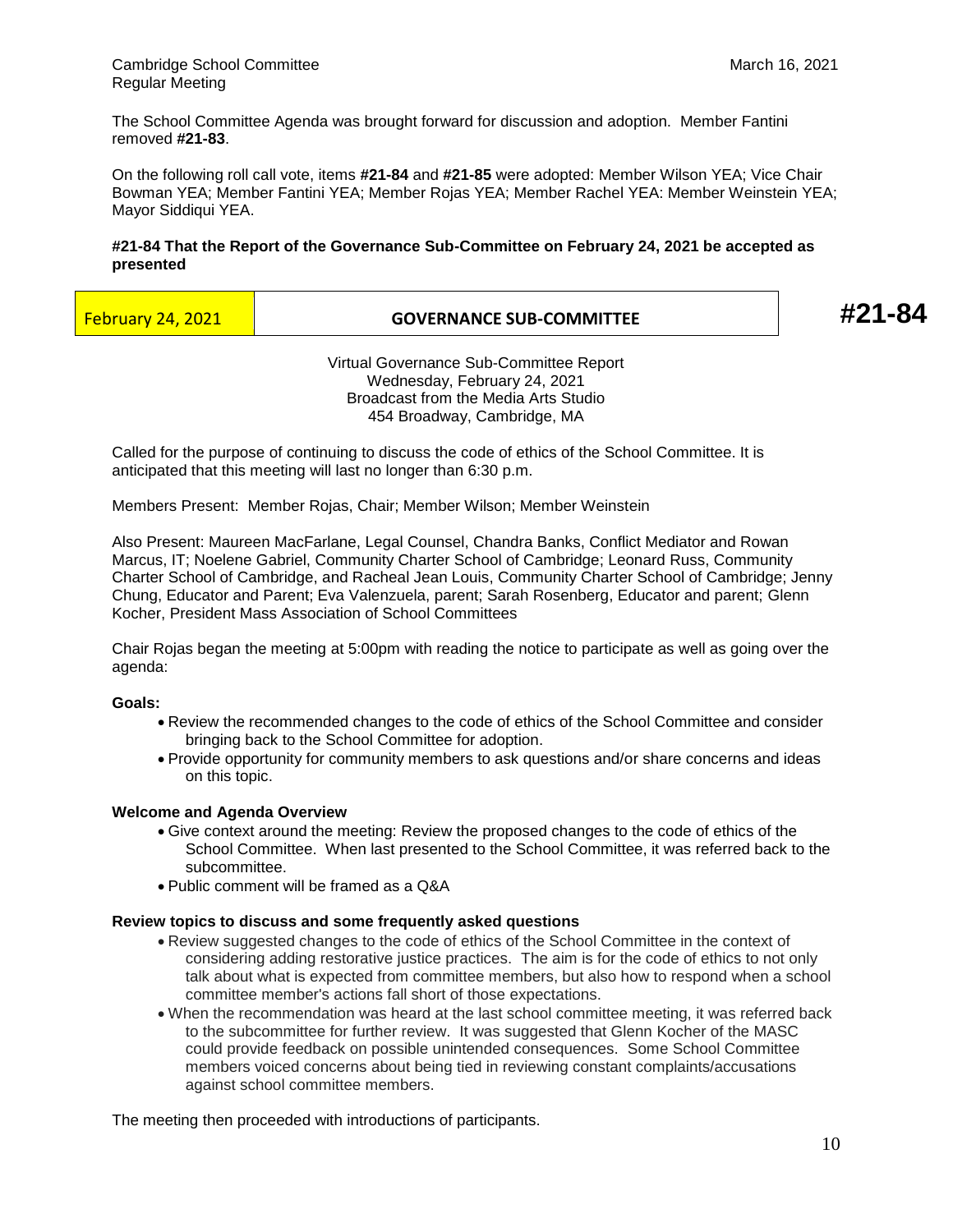The School Committee Agenda was brought forward for discussion and adoption. Member Fantini removed **#21-83**.

On the following roll call vote, items **#21-84** and **#21-85** were adopted: Member Wilson YEA; Vice Chair Bowman YEA; Member Fantini YEA; Member Rojas YEA; Member Rachel YEA: Member Weinstein YEA; Mayor Siddiqui YEA.

**#21-84 That the Report of the Governance Sub-Committee on February 24, 2021 be accepted as presented**

| February 24, 2021 | **GOVERNANCE SUB-COMMITTEE** |
| --- | --- |

**#21-84**

Virtual Governance Sub-Committee Report
Wednesday, February 24, 2021
Broadcast from the Media Arts Studio
454 Broadway, Cambridge, MA

Called for the purpose of continuing to discuss the code of ethics of the School Committee. It is anticipated that this meeting will last no longer than 6:30 p.m.

Members Present: Member Rojas, Chair; Member Wilson; Member Weinstein

Also Present: Maureen MacFarlane, Legal Counsel, Chandra Banks, Conflict Mediator and Rowan Marcus, IT; Noelene Gabriel, Community Charter School of Cambridge; Leonard Russ, Community Charter School of Cambridge, and Racheal Jean Louis, Community Charter School of Cambridge; Jenny Chung, Educator and Parent; Eva Valenzuela, parent; Sarah Rosenberg, Educator and parent; Glenn Kocher, President Mass Association of School Committees

Chair Rojas began the meeting at 5:00pm with reading the notice to participate as well as going over the agenda:

**Goals:**

- Review the recommended changes to the code of ethics of the School Committee and consider bringing back to the School Committee for adoption.
- Provide opportunity for community members to ask questions and/or share concerns and ideas on this topic.

**Welcome and Agenda Overview**

- Give context around the meeting: Review the proposed changes to the code of ethics of the School Committee. When last presented to the School Committee, it was referred back to the subcommittee.
- Public comment will be framed as a Q&A

**Review topics to discuss and some frequently asked questions**

- Review suggested changes to the code of ethics of the School Committee in the context of considering adding restorative justice practices. The aim is for the code of ethics to not only talk about what is expected from committee members, but also how to respond when a school committee member's actions fall short of those expectations.
- When the recommendation was heard at the last school committee meeting, it was referred back to the subcommittee for further review. It was suggested that Glenn Kocher of the MASC could provide feedback on possible unintended consequences. Some School Committee members voiced concerns about being tied in reviewing constant complaints/accusations against school committee members.

The meeting then proceeded with introductions of participants.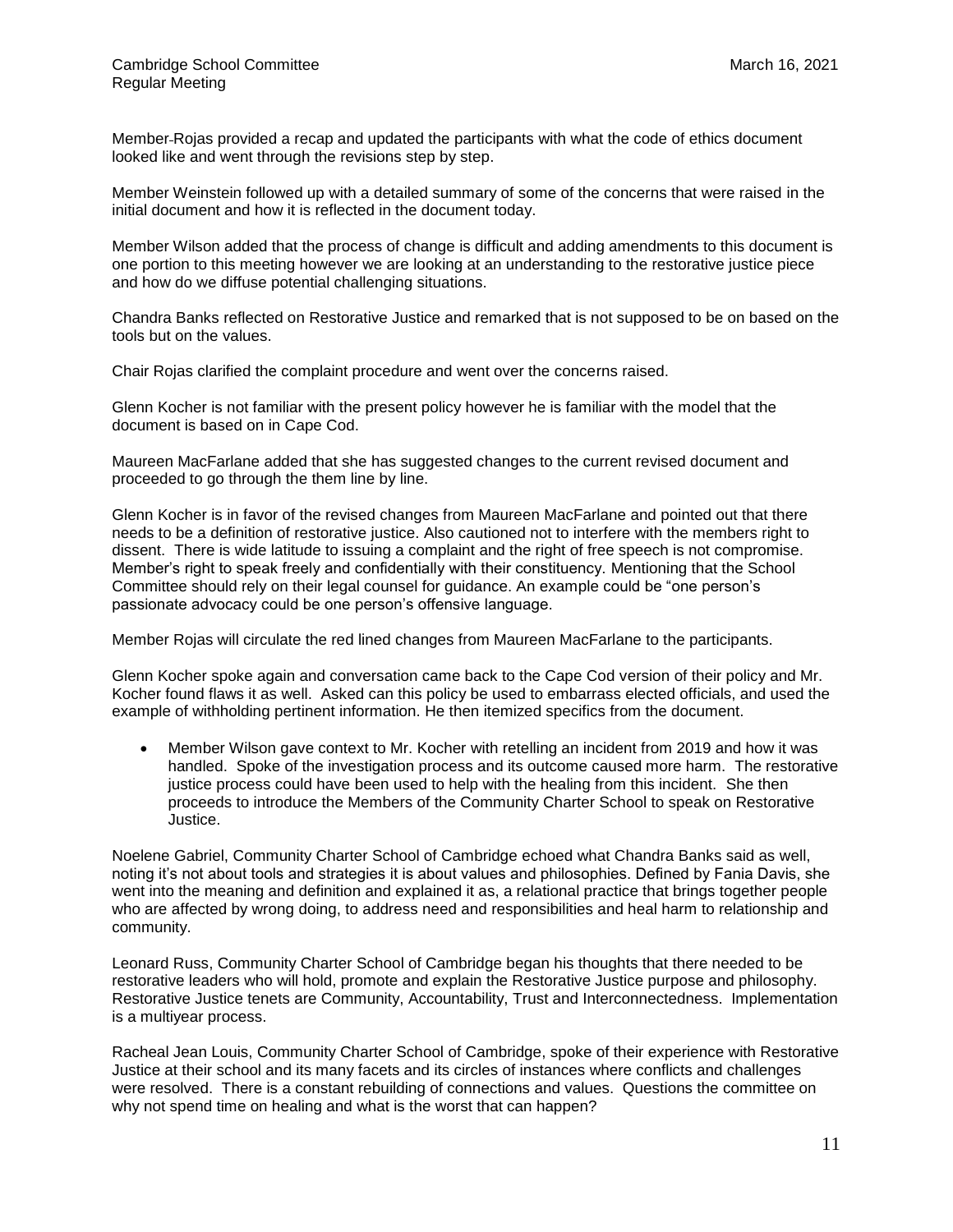Member Rojas provided a recap and updated the participants with what the code of ethics document looked like and went through the revisions step by step.

Member Weinstein followed up with a detailed summary of some of the concerns that were raised in the initial document and how it is reflected in the document today.

Member Wilson added that the process of change is difficult and adding amendments to this document is one portion to this meeting however we are looking at an understanding to the restorative justice piece and how do we diffuse potential challenging situations.

Chandra Banks reflected on Restorative Justice and remarked that is not supposed to be on based on the tools but on the values.

Chair Rojas clarified the complaint procedure and went over the concerns raised.

Glenn Kocher is not familiar with the present policy however he is familiar with the model that the document is based on in Cape Cod.

Maureen MacFarlane added that she has suggested changes to the current revised document and proceeded to go through the them line by line.

Glenn Kocher is in favor of the revised changes from Maureen MacFarlane and pointed out that there needs to be a definition of restorative justice. Also cautioned not to interfere with the members right to dissent. There is wide latitude to issuing a complaint and the right of free speech is not compromise. Member's right to speak freely and confidentially with their constituency. Mentioning that the School Committee should rely on their legal counsel for guidance. An example could be "one person's passionate advocacy could be one person's offensive language.

Member Rojas will circulate the red lined changes from Maureen MacFarlane to the participants.

Glenn Kocher spoke again and conversation came back to the Cape Cod version of their policy and Mr. Kocher found flaws it as well. Asked can this policy be used to embarrass elected officials, and used the example of withholding pertinent information. He then itemized specifics from the document.

- Member Wilson gave context to Mr. Kocher with retelling an incident from 2019 and how it was handled. Spoke of the investigation process and its outcome caused more harm. The restorative justice process could have been used to help with the healing from this incident. She then proceeds to introduce the Members of the Community Charter School to speak on Restorative Justice.

Noelene Gabriel, Community Charter School of Cambridge echoed what Chandra Banks said as well, noting it's not about tools and strategies it is about values and philosophies. Defined by Fania Davis, she went into the meaning and definition and explained it as, a relational practice that brings together people who are affected by wrong doing, to address need and responsibilities and heal harm to relationship and community.

Leonard Russ, Community Charter School of Cambridge began his thoughts that there needed to be restorative leaders who will hold, promote and explain the Restorative Justice purpose and philosophy. Restorative Justice tenets are Community, Accountability, Trust and Interconnectedness. Implementation is a multiyear process.

Racheal Jean Louis, Community Charter School of Cambridge, spoke of their experience with Restorative Justice at their school and its many facets and its circles of instances where conflicts and challenges were resolved. There is a constant rebuilding of connections and values. Questions the committee on why not spend time on healing and what is the worst that can happen?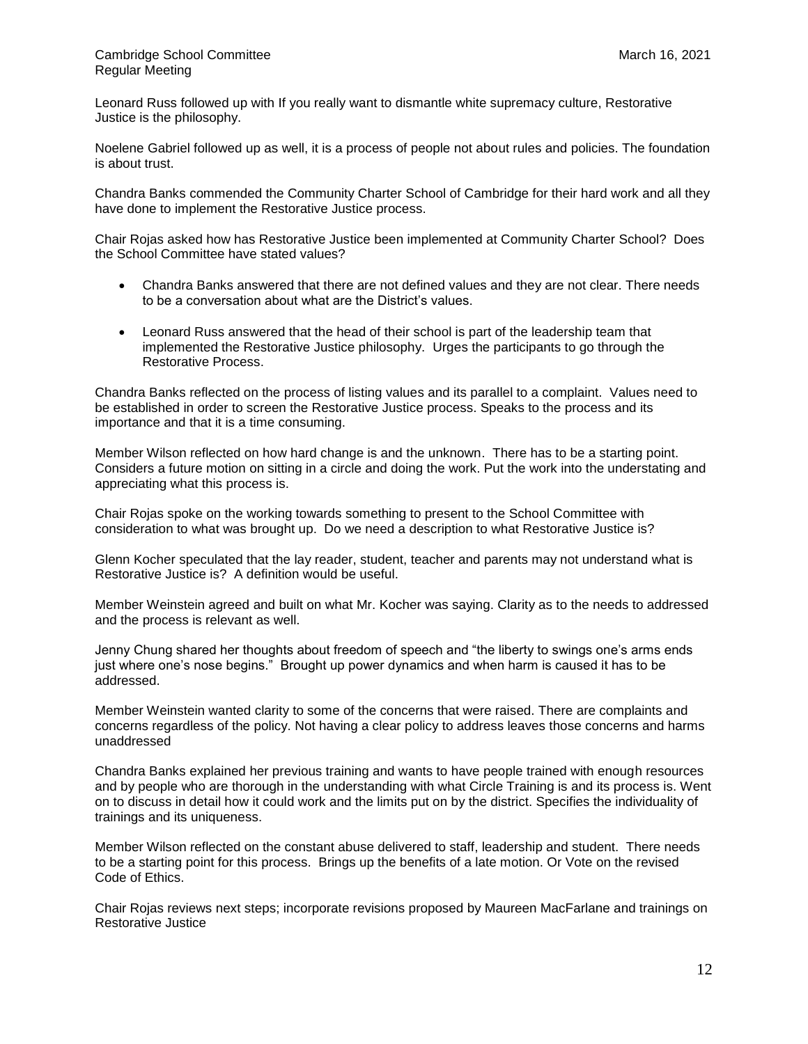Leonard Russ followed up with If you really want to dismantle white supremacy culture, Restorative Justice is the philosophy.

Noelene Gabriel followed up as well, it is a process of people not about rules and policies. The foundation is about trust.

Chandra Banks commended the Community Charter School of Cambridge for their hard work and all they have done to implement the Restorative Justice process.

Chair Rojas asked how has Restorative Justice been implemented at Community Charter School? Does the School Committee have stated values?

- Chandra Banks answered that there are not defined values and they are not clear. There needs to be a conversation about what are the District's values.

- Leonard Russ answered that the head of their school is part of the leadership team that implemented the Restorative Justice philosophy. Urges the participants to go through the Restorative Process.

Chandra Banks reflected on the process of listing values and its parallel to a complaint. Values need to be established in order to screen the Restorative Justice process. Speaks to the process and its importance and that it is a time consuming.

Member Wilson reflected on how hard change is and the unknown. There has to be a starting point. Considers a future motion on sitting in a circle and doing the work. Put the work into the understating and appreciating what this process is.

Chair Rojas spoke on the working towards something to present to the School Committee with consideration to what was brought up. Do we need a description to what Restorative Justice is?

Glenn Kocher speculated that the lay reader, student, teacher and parents may not understand what is Restorative Justice is? A definition would be useful.

Member Weinstein agreed and built on what Mr. Kocher was saying. Clarity as to the needs to addressed and the process is relevant as well.

Jenny Chung shared her thoughts about freedom of speech and "the liberty to swings one's arms ends just where one's nose begins." Brought up power dynamics and when harm is caused it has to be addressed.

Member Weinstein wanted clarity to some of the concerns that were raised. There are complaints and concerns regardless of the policy. Not having a clear policy to address leaves those concerns and harms unaddressed

Chandra Banks explained her previous training and wants to have people trained with enough resources and by people who are thorough in the understanding with what Circle Training is and its process is. Went on to discuss in detail how it could work and the limits put on by the district. Specifies the individuality of trainings and its uniqueness.

Member Wilson reflected on the constant abuse delivered to staff, leadership and student. There needs to be a starting point for this process. Brings up the benefits of a late motion. Or Vote on the revised Code of Ethics.

Chair Rojas reviews next steps; incorporate revisions proposed by Maureen MacFarlane and trainings on Restorative Justice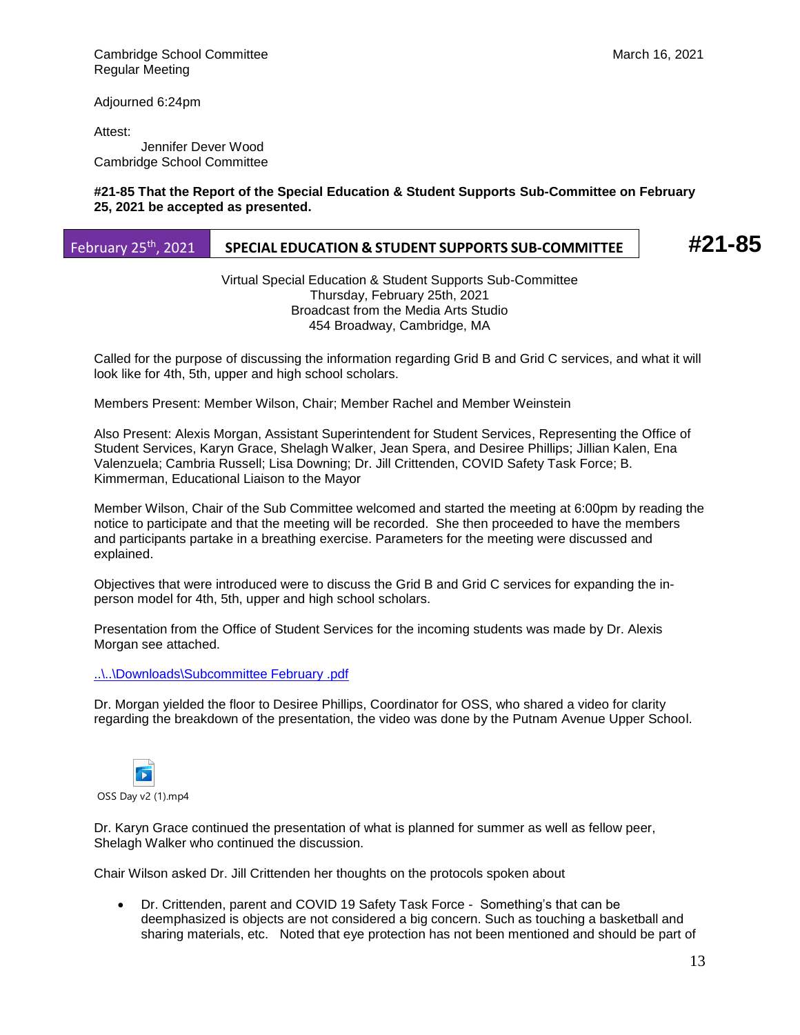Adjourned 6:24pm

Attest:

Jennifer Dever Wood
Cambridge School Committee

**#21-85 That the Report of the Special Education & Student Supports Sub-Committee on February 25, 2021 be accepted as presented.**

| February 25th, 2021 | SPECIAL EDUCATION & STUDENT SUPPORTS SUB-COMMITTEE |
|---|---|

**#21-85**

Virtual Special Education & Student Supports Sub-Committee
Thursday, February 25th, 2021
Broadcast from the Media Arts Studio
454 Broadway, Cambridge, MA

Called for the purpose of discussing the information regarding Grid B and Grid C services, and what it will look like for 4th, 5th, upper and high school scholars.

Members Present: Member Wilson, Chair; Member Rachel and Member Weinstein

Also Present: Alexis Morgan, Assistant Superintendent for Student Services, Representing the Office of Student Services, Karyn Grace, Shelagh Walker, Jean Spera, and Desiree Phillips; Jillian Kalen, Ena Valenzuela; Cambria Russell; Lisa Downing; Dr. Jill Crittenden, COVID Safety Task Force; B. Kimmerman, Educational Liaison to the Mayor

Member Wilson, Chair of the Sub Committee welcomed and started the meeting at 6:00pm by reading the notice to participate and that the meeting will be recorded. She then proceeded to have the members and participants partake in a breathing exercise. Parameters for the meeting were discussed and explained.

Objectives that were introduced were to discuss the Grid B and Grid C services for expanding the in-person model for 4th, 5th, upper and high school scholars.

Presentation from the Office of Student Services for the incoming students was made by Dr. Alexis Morgan see attached.

..\..\Downloads\Subcommittee February .pdf

Dr. Morgan yielded the floor to Desiree Phillips, Coordinator for OSS, who shared a video for clarity regarding the breakdown of the presentation, the video was done by the Putnam Avenue Upper School.

OSS Day v2 (1).mp4

Dr. Karyn Grace continued the presentation of what is planned for summer as well as fellow peer, Shelagh Walker who continued the discussion.

Chair Wilson asked Dr. Jill Crittenden her thoughts on the protocols spoken about

- Dr. Crittenden, parent and COVID 19 Safety Task Force - Something's that can be deemphasized is objects are not considered a big concern. Such as touching a basketball and sharing materials, etc. Noted that eye protection has not been mentioned and should be part of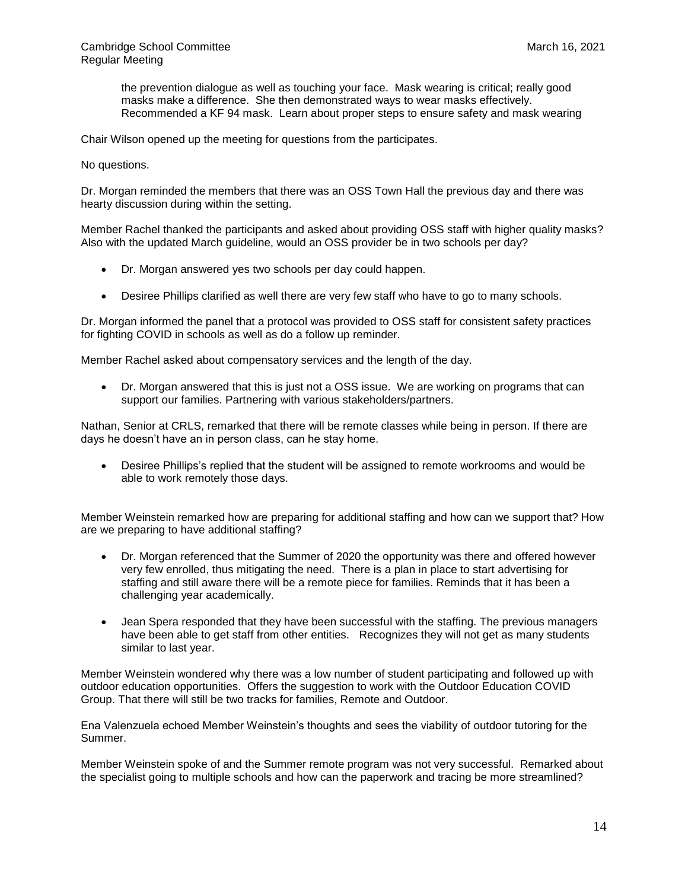the prevention dialogue as well as touching your face. Mask wearing is critical; really good masks make a difference. She then demonstrated ways to wear masks effectively. Recommended a KF 94 mask. Learn about proper steps to ensure safety and mask wearing

Chair Wilson opened up the meeting for questions from the participates.

No questions.

Dr. Morgan reminded the members that there was an OSS Town Hall the previous day and there was hearty discussion during within the setting.

Member Rachel thanked the participants and asked about providing OSS staff with higher quality masks? Also with the updated March guideline, would an OSS provider be in two schools per day?

- Dr. Morgan answered yes two schools per day could happen.
- Desiree Phillips clarified as well there are very few staff who have to go to many schools.

Dr. Morgan informed the panel that a protocol was provided to OSS staff for consistent safety practices for fighting COVID in schools as well as do a follow up reminder.

Member Rachel asked about compensatory services and the length of the day.

- Dr. Morgan answered that this is just not a OSS issue. We are working on programs that can support our families. Partnering with various stakeholders/partners.

Nathan, Senior at CRLS, remarked that there will be remote classes while being in person. If there are days he doesn't have an in person class, can he stay home.

- Desiree Phillips's replied that the student will be assigned to remote workrooms and would be able to work remotely those days.

Member Weinstein remarked how are preparing for additional staffing and how can we support that? How are we preparing to have additional staffing?

- Dr. Morgan referenced that the Summer of 2020 the opportunity was there and offered however very few enrolled, thus mitigating the need. There is a plan in place to start advertising for staffing and still aware there will be a remote piece for families. Reminds that it has been a challenging year academically.
- Jean Spera responded that they have been successful with the staffing. The previous managers have been able to get staff from other entities. Recognizes they will not get as many students similar to last year.

Member Weinstein wondered why there was a low number of student participating and followed up with outdoor education opportunities. Offers the suggestion to work with the Outdoor Education COVID Group. That there will still be two tracks for families, Remote and Outdoor.

Ena Valenzuela echoed Member Weinstein's thoughts and sees the viability of outdoor tutoring for the Summer.

Member Weinstein spoke of and the Summer remote program was not very successful. Remarked about the specialist going to multiple schools and how can the paperwork and tracing be more streamlined?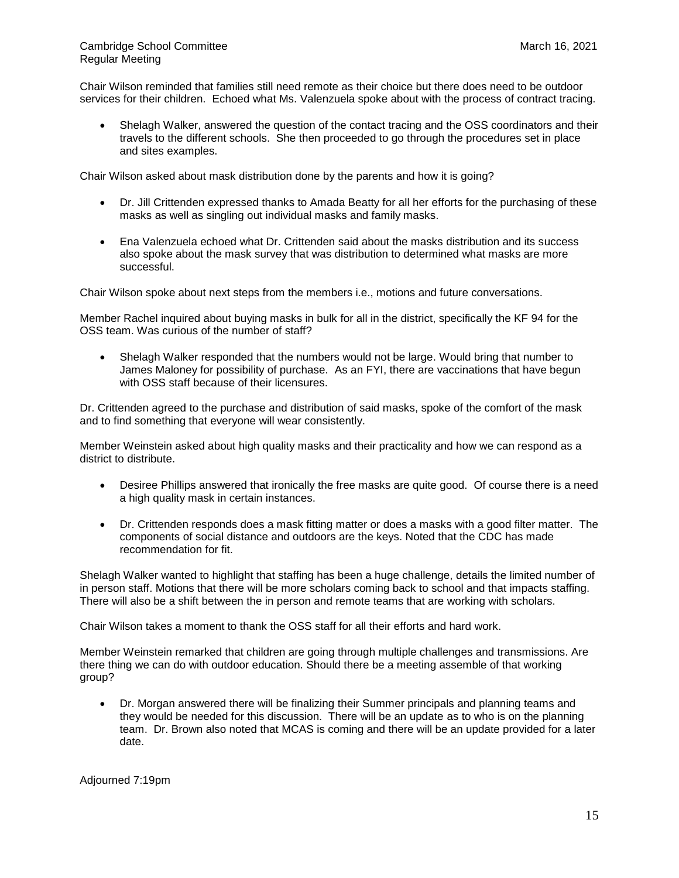Chair Wilson reminded that families still need remote as their choice but there does need to be outdoor services for their children. Echoed what Ms. Valenzuela spoke about with the process of contract tracing.

- Shelagh Walker, answered the question of the contact tracing and the OSS coordinators and their travels to the different schools. She then proceeded to go through the procedures set in place and sites examples.

Chair Wilson asked about mask distribution done by the parents and how it is going?

- Dr. Jill Crittenden expressed thanks to Amada Beatty for all her efforts for the purchasing of these masks as well as singling out individual masks and family masks.

- Ena Valenzuela echoed what Dr. Crittenden said about the masks distribution and its success also spoke about the mask survey that was distribution to determined what masks are more successful.

Chair Wilson spoke about next steps from the members i.e., motions and future conversations.

Member Rachel inquired about buying masks in bulk for all in the district, specifically the KF 94 for the OSS team. Was curious of the number of staff?

- Shelagh Walker responded that the numbers would not be large. Would bring that number to James Maloney for possibility of purchase. As an FYI, there are vaccinations that have begun with OSS staff because of their licensures.

Dr. Crittenden agreed to the purchase and distribution of said masks, spoke of the comfort of the mask and to find something that everyone will wear consistently.

Member Weinstein asked about high quality masks and their practicality and how we can respond as a district to distribute.

- Desiree Phillips answered that ironically the free masks are quite good. Of course there is a need a high quality mask in certain instances.

- Dr. Crittenden responds does a mask fitting matter or does a masks with a good filter matter. The components of social distance and outdoors are the keys. Noted that the CDC has made recommendation for fit.

Shelagh Walker wanted to highlight that staffing has been a huge challenge, details the limited number of in person staff. Motions that there will be more scholars coming back to school and that impacts staffing. There will also be a shift between the in person and remote teams that are working with scholars.

Chair Wilson takes a moment to thank the OSS staff for all their efforts and hard work.

Member Weinstein remarked that children are going through multiple challenges and transmissions. Are there thing we can do with outdoor education. Should there be a meeting assemble of that working group?

- Dr. Morgan answered there will be finalizing their Summer principals and planning teams and they would be needed for this discussion. There will be an update as to who is on the planning team. Dr. Brown also noted that MCAS is coming and there will be an update provided for a later date.

Adjourned 7:19pm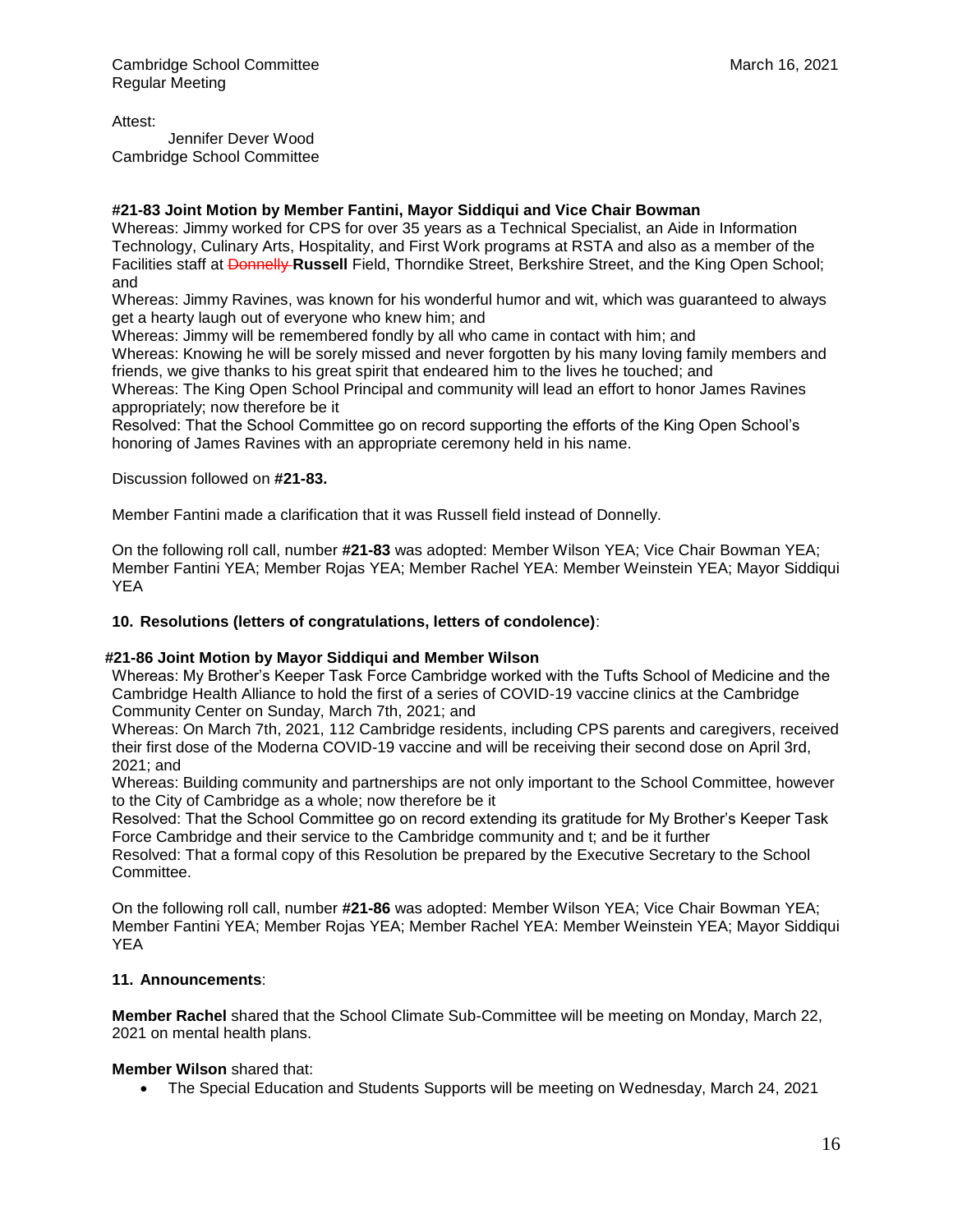Attest:

Jennifer Dever Wood
Cambridge School Committee

**#21-83 Joint Motion by Member Fantini, Mayor Siddiqui and Vice Chair Bowman**

Whereas: Jimmy worked for CPS for over 35 years as a Technical Specialist, an Aide in Information Technology, Culinary Arts, Hospitality, and First Work programs at RSTA and also as a member of the Facilities staff at ~~Donnelly~~ **Russell** Field, Thorndike Street, Berkshire Street, and the King Open School; and

Whereas: Jimmy Ravines, was known for his wonderful humor and wit, which was guaranteed to always get a hearty laugh out of everyone who knew him; and

Whereas: Jimmy will be remembered fondly by all who came in contact with him; and

Whereas: Knowing he will be sorely missed and never forgotten by his many loving family members and friends, we give thanks to his great spirit that endeared him to the lives he touched; and

Whereas: The King Open School Principal and community will lead an effort to honor James Ravines appropriately; now therefore be it

Resolved: That the School Committee go on record supporting the efforts of the King Open School's honoring of James Ravines with an appropriate ceremony held in his name.

Discussion followed on **#21-83.**

Member Fantini made a clarification that it was Russell field instead of Donnelly.

On the following roll call, number **#21-83** was adopted: Member Wilson YEA; Vice Chair Bowman YEA; Member Fantini YEA; Member Rojas YEA; Member Rachel YEA: Member Weinstein YEA; Mayor Siddiqui YEA

## 10. Resolutions (letters of congratulations, letters of condolence):

**#21-86 Joint Motion by Mayor Siddiqui and Member Wilson**

Whereas: My Brother's Keeper Task Force Cambridge worked with the Tufts School of Medicine and the Cambridge Health Alliance to hold the first of a series of COVID-19 vaccine clinics at the Cambridge Community Center on Sunday, March 7th, 2021; and

Whereas: On March 7th, 2021, 112 Cambridge residents, including CPS parents and caregivers, received their first dose of the Moderna COVID-19 vaccine and will be receiving their second dose on April 3rd, 2021; and

Whereas: Building community and partnerships are not only important to the School Committee, however to the City of Cambridge as a whole; now therefore be it

Resolved: That the School Committee go on record extending its gratitude for My Brother's Keeper Task Force Cambridge and their service to the Cambridge community and t; and be it further

Resolved: That a formal copy of this Resolution be prepared by the Executive Secretary to the School Committee.

On the following roll call, number **#21-86** was adopted: Member Wilson YEA; Vice Chair Bowman YEA; Member Fantini YEA; Member Rojas YEA; Member Rachel YEA: Member Weinstein YEA; Mayor Siddiqui YEA

## 11. Announcements:

**Member Rachel** shared that the School Climate Sub-Committee will be meeting on Monday, March 22, 2021 on mental health plans.

**Member Wilson** shared that:

- The Special Education and Students Supports will be meeting on Wednesday, March 24, 2021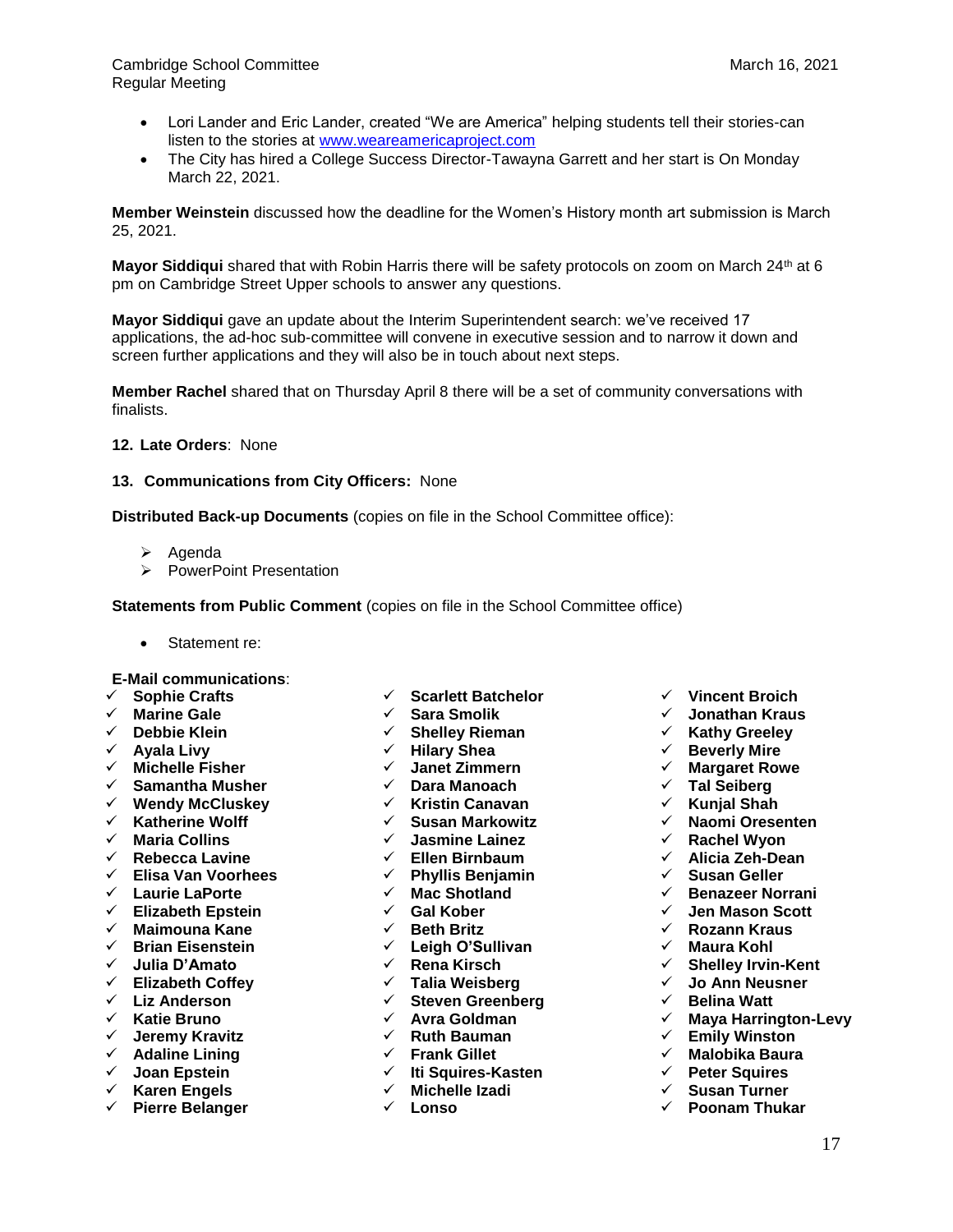- Lori Lander and Eric Lander, created “We are America” helping students tell their stories-can listen to the stories at [www.weareamericaproject.com](http://www.weareamericaproject.com)
- The City has hired a College Success Director-Tawayna Garrett and her start is On Monday March 22, 2021.

**Member Weinstein** discussed how the deadline for the Women’s History month art submission is March 25, 2021.

**Mayor Siddiqui** shared that with Robin Harris there will be safety protocols on zoom on March 24th at 6 pm on Cambridge Street Upper schools to answer any questions.

**Mayor Siddiqui** gave an update about the Interim Superintendent search: we’ve received 17 applications, the ad-hoc sub-committee will convene in executive session and to narrow it down and screen further applications and they will also be in touch about next steps.

**Member Rachel** shared that on Thursday April 8 there will be a set of community conversations with finalists.

**12. Late Orders**: None

**13. Communications from City Officers:** None

**Distributed Back-up Documents** (copies on file in the School Committee office):

- Agenda
- PowerPoint Presentation

**Statements from Public Comment** (copies on file in the School Committee office)

- Statement re:

**E-Mail communications**:

- ✓ **Sophie Crafts**
- ✓ **Marine Gale**
- ✓ **Debbie Klein**
- ✓ **Ayala Livy**
- ✓ **Michelle Fisher**
- ✓ **Samantha Musher**
- ✓ **Wendy McCluskey**
- ✓ **Katherine Wolff**
- ✓ **Maria Collins**
- ✓ **Rebecca Lavine**
- ✓ **Elisa Van Voorhees**
- ✓ **Laurie LaPorte**
- ✓ **Elizabeth Epstein**
- ✓ **Maimouna Kane**
- ✓ **Brian Eisenstein**
- ✓ **Julia D’Amato**
- ✓ **Elizabeth Coffey**
- ✓ **Liz Anderson**
- ✓ **Katie Bruno**
- ✓ **Jeremy Kravitz**
- ✓ **Adaline Lining**
- ✓ **Joan Epstein**
- ✓ **Karen Engels**
- ✓ **Pierre Belanger**
- ✓ **Scarlett Batchelor**
- ✓ **Sara Smolik**
- ✓ **Shelley Rieman**
- ✓ **Hilary Shea**
- ✓ **Janet Zimmern**
- ✓ **Dara Manoach**
- ✓ **Kristin Canavan**
- ✓ **Susan Markowitz**
- ✓ **Jasmine Lainez**
- ✓ **Ellen Birnbaum**
- ✓ **Phyllis Benjamin**
- ✓ **Mac Shotland**
- ✓ **Gal Kober**
- ✓ **Beth Britz**
- ✓ **Leigh O’Sullivan**
- ✓ **Rena Kirsch**
- ✓ **Talia Weisberg**
- ✓ **Steven Greenberg**
- ✓ **Avra Goldman**
- ✓ **Ruth Bauman**
- ✓ **Frank Gillet**
- ✓ **Iti Squires-Kasten**
- ✓ **Michelle Izadi**
- ✓ **Lonso**
- ✓ **Vincent Broich**
- ✓ **Jonathan Kraus**
- ✓ **Kathy Greeley**
- ✓ **Beverly Mire**
- ✓ **Margaret Rowe**
- ✓ **Tal Seiberg**
- ✓ **Kunjal Shah**
- ✓ **Naomi Oresenten**
- ✓ **Rachel Wyon**
- ✓ **Alicia Zeh-Dean**
- ✓ **Susan Geller**
- ✓ **Benazeer Norrani**
- ✓ **Jen Mason Scott**
- ✓ **Rozann Kraus**
- ✓ **Maura Kohl**
- ✓ **Shelley Irvin-Kent**
- ✓ **Jo Ann Neusner**
- ✓ **Belina Watt**
- ✓ **Maya Harrington-Levy**
- ✓ **Emily Winston**
- ✓ **Malobika Baura**
- ✓ **Peter Squires**
- ✓ **Susan Turner**
- ✓ **Poonam Thukar**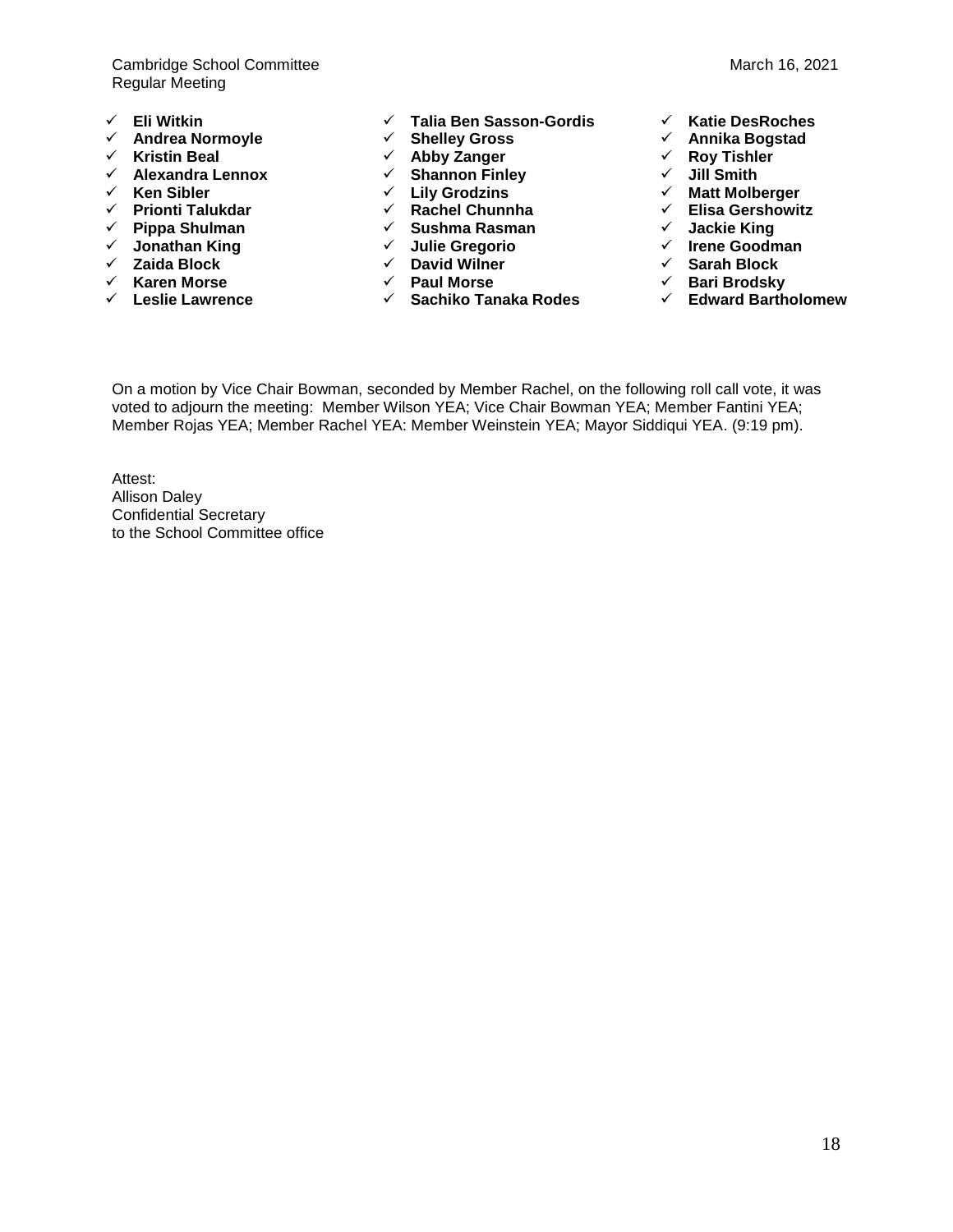- ✓ **Eli Witkin**
- ✓ **Andrea Normoyle**
- ✓ **Kristin Beal**
- ✓ **Alexandra Lennox**
- ✓ **Ken Sibler**
- ✓ **Prionti Talukdar**
- ✓ **Pippa Shulman**
- ✓ **Jonathan King**
- ✓ **Zaida Block**
- ✓ **Karen Morse**
- ✓ **Leslie Lawrence**
- ✓ **Talia Ben Sasson-Gordis**
- ✓ **Shelley Gross**
- ✓ **Abby Zanger**
- ✓ **Shannon Finley**
- ✓ **Lily Grodzins**
- ✓ **Rachel Chunnha**
- ✓ **Sushma Rasman**
- ✓ **Julie Gregorio**
- ✓ **David Wilner**
- ✓ **Paul Morse**
- ✓ **Sachiko Tanaka Rodes**
- ✓ **Katie DesRoches**
- ✓ **Annika Bogstad**
- ✓ **Roy Tishler**
- ✓ **Jill Smith**
- ✓ **Matt Molberger**
- ✓ **Elisa Gershowitz**
- ✓ **Jackie King**
- ✓ **Irene Goodman**
- ✓ **Sarah Block**
- ✓ **Bari Brodsky**
- ✓ **Edward Bartholomew**

On a motion by Vice Chair Bowman, seconded by Member Rachel, on the following roll call vote, it was voted to adjourn the meeting: Member Wilson YEA; Vice Chair Bowman YEA; Member Fantini YEA; Member Rojas YEA; Member Rachel YEA: Member Weinstein YEA; Mayor Siddiqui YEA. (9:19 pm).

Attest:
Allison Daley
Confidential Secretary
to the School Committee office